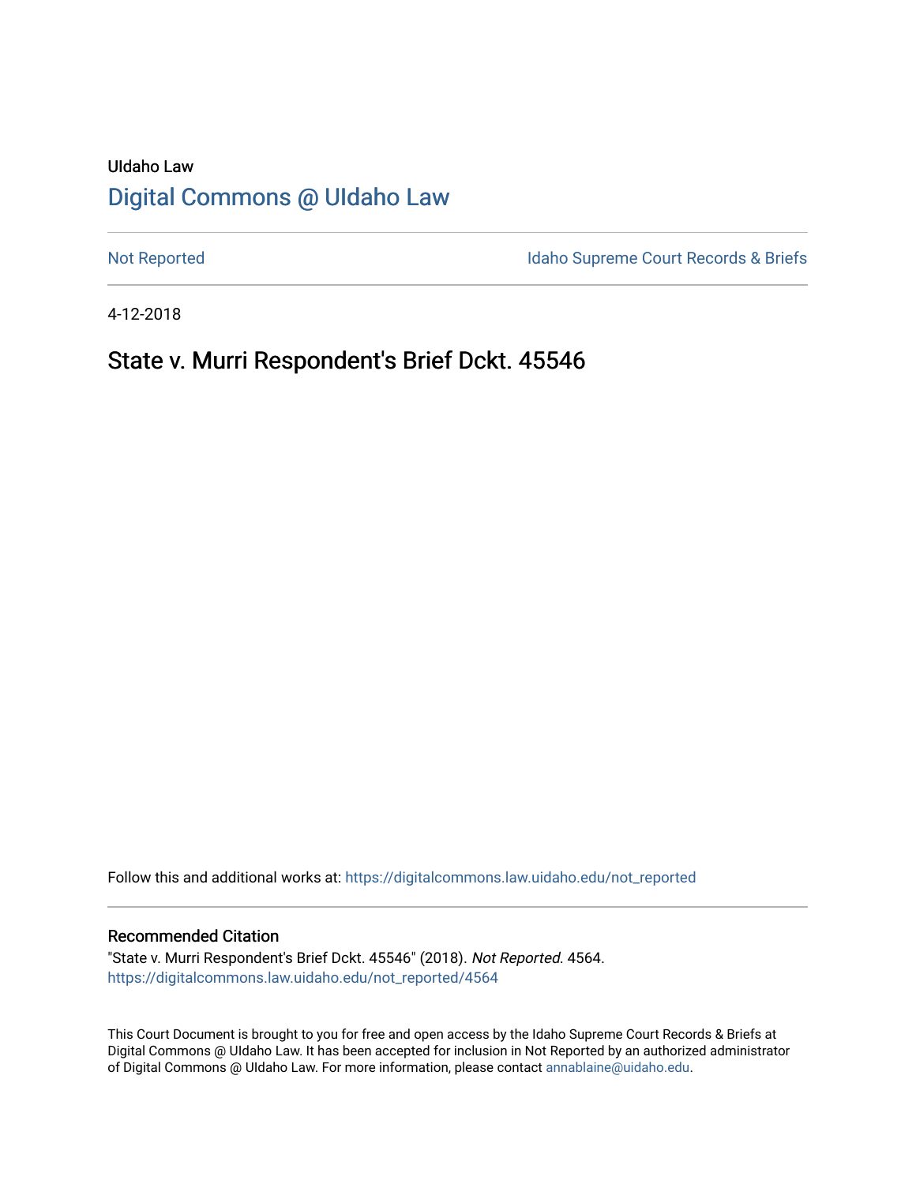UIdaho Law

# Digital Commons @ UIdaho Law

Not Reported | Idaho Supreme Court Records & Briefs

4-12-2018

## State v. Murri Respondent's Brief Dckt. 45546

Follow this and additional works at: https://digitalcommons.law.uidaho.edu/not_reported

### Recommended Citation

"State v. Murri Respondent's Brief Dckt. 45546" (2018). *Not Reported*. 4564.
https://digitalcommons.law.uidaho.edu/not_reported/4564

This Court Document is brought to you for free and open access by the Idaho Supreme Court Records & Briefs at Digital Commons @ UIdaho Law. It has been accepted for inclusion in Not Reported by an authorized administrator of Digital Commons @ UIdaho Law. For more information, please contact annablaine@uidaho.edu.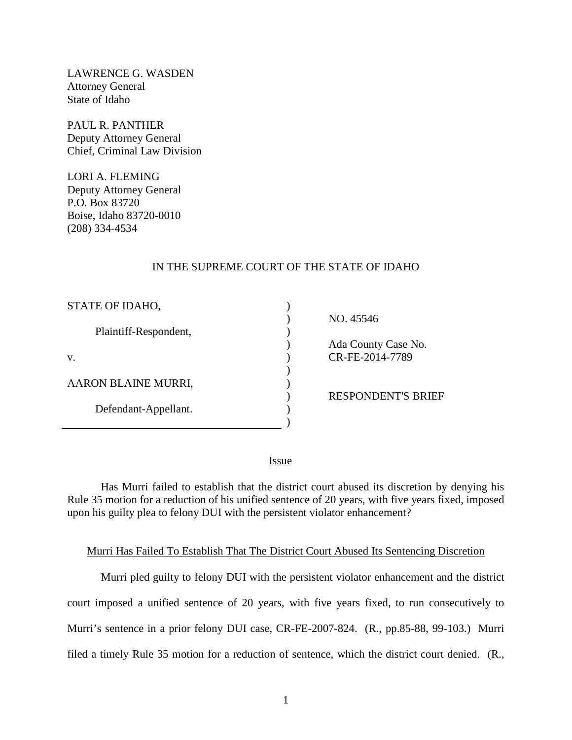LAWRENCE G. WASDEN
Attorney General
State of Idaho

PAUL R. PANTHER
Deputy Attorney General
Chief, Criminal Law Division

LORI A. FLEMING
Deputy Attorney General
P.O. Box 83720
Boise, Idaho 83720-0010
(208) 334-4534

IN THE SUPREME COURT OF THE STATE OF IDAHO

| | |
|---|---|
| STATE OF IDAHO,<br><br>Plaintiff-Respondent,<br><br>v.<br><br>AARON BLAINE MURRI,<br><br>Defendant-Appellant. | NO. 45546<br><br>Ada County Case No. CR-FE-2014-7789<br><br>RESPONDENT'S BRIEF |

## Issue

Has Murri failed to establish that the district court abused its discretion by denying his Rule 35 motion for a reduction of his unified sentence of 20 years, with five years fixed, imposed upon his guilty plea to felony DUI with the persistent violator enhancement?

## Murri Has Failed To Establish That The District Court Abused Its Sentencing Discretion

Murri pled guilty to felony DUI with the persistent violator enhancement and the district court imposed a unified sentence of 20 years, with five years fixed, to run consecutively to Murri's sentence in a prior felony DUI case, CR-FE-2007-824. (R., pp.85-88, 99-103.) Murri filed a timely Rule 35 motion for a reduction of sentence, which the district court denied. (R.,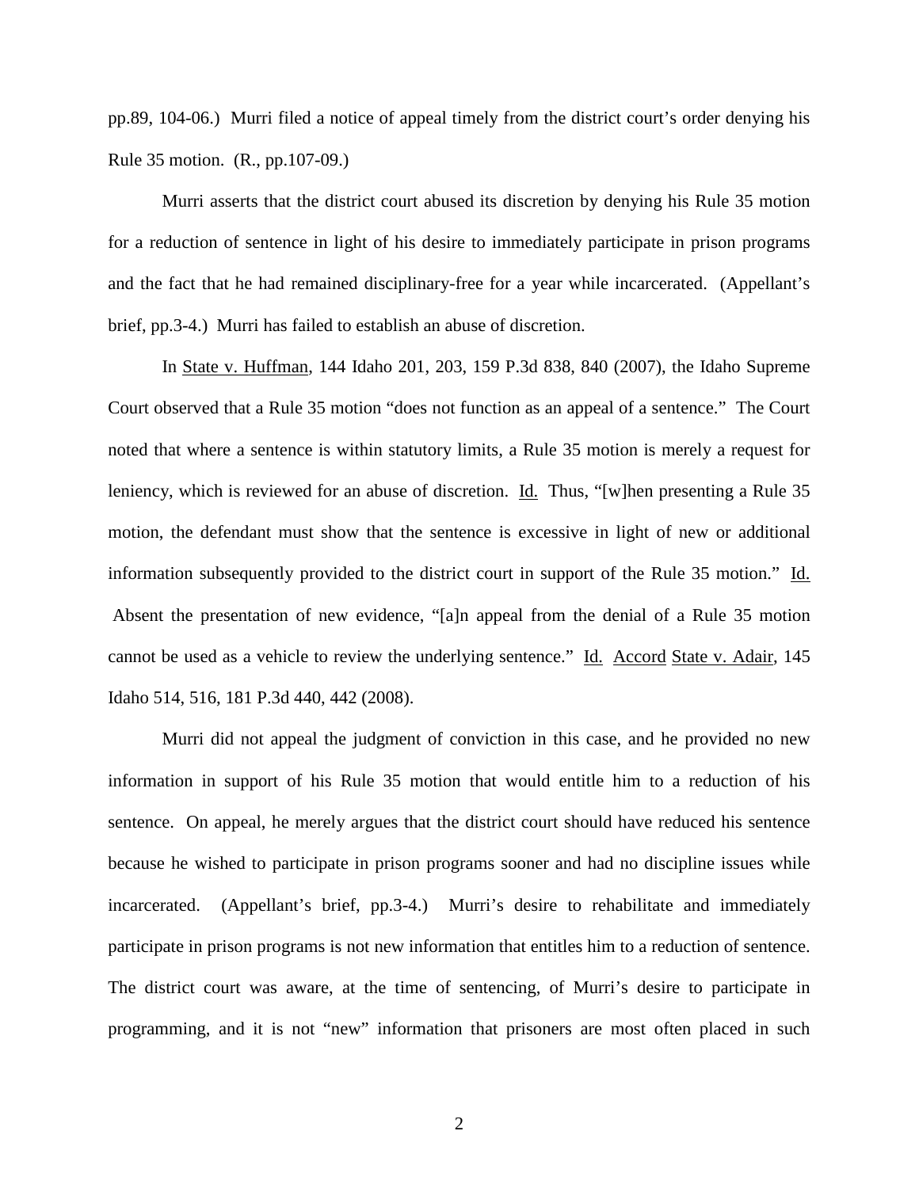pp.89, 104-06.) Murri filed a notice of appeal timely from the district court's order denying his Rule 35 motion. (R., pp.107-09.)

Murri asserts that the district court abused its discretion by denying his Rule 35 motion for a reduction of sentence in light of his desire to immediately participate in prison programs and the fact that he had remained disciplinary-free for a year while incarcerated. (Appellant's brief, pp.3-4.) Murri has failed to establish an abuse of discretion.

In State v. Huffman, 144 Idaho 201, 203, 159 P.3d 838, 840 (2007), the Idaho Supreme Court observed that a Rule 35 motion "does not function as an appeal of a sentence." The Court noted that where a sentence is within statutory limits, a Rule 35 motion is merely a request for leniency, which is reviewed for an abuse of discretion. Id. Thus, "[w]hen presenting a Rule 35 motion, the defendant must show that the sentence is excessive in light of new or additional information subsequently provided to the district court in support of the Rule 35 motion." Id. Absent the presentation of new evidence, "[a]n appeal from the denial of a Rule 35 motion cannot be used as a vehicle to review the underlying sentence." Id. Accord State v. Adair, 145 Idaho 514, 516, 181 P.3d 440, 442 (2008).

Murri did not appeal the judgment of conviction in this case, and he provided no new information in support of his Rule 35 motion that would entitle him to a reduction of his sentence. On appeal, he merely argues that the district court should have reduced his sentence because he wished to participate in prison programs sooner and had no discipline issues while incarcerated. (Appellant's brief, pp.3-4.) Murri's desire to rehabilitate and immediately participate in prison programs is not new information that entitles him to a reduction of sentence. The district court was aware, at the time of sentencing, of Murri's desire to participate in programming, and it is not "new" information that prisoners are most often placed in such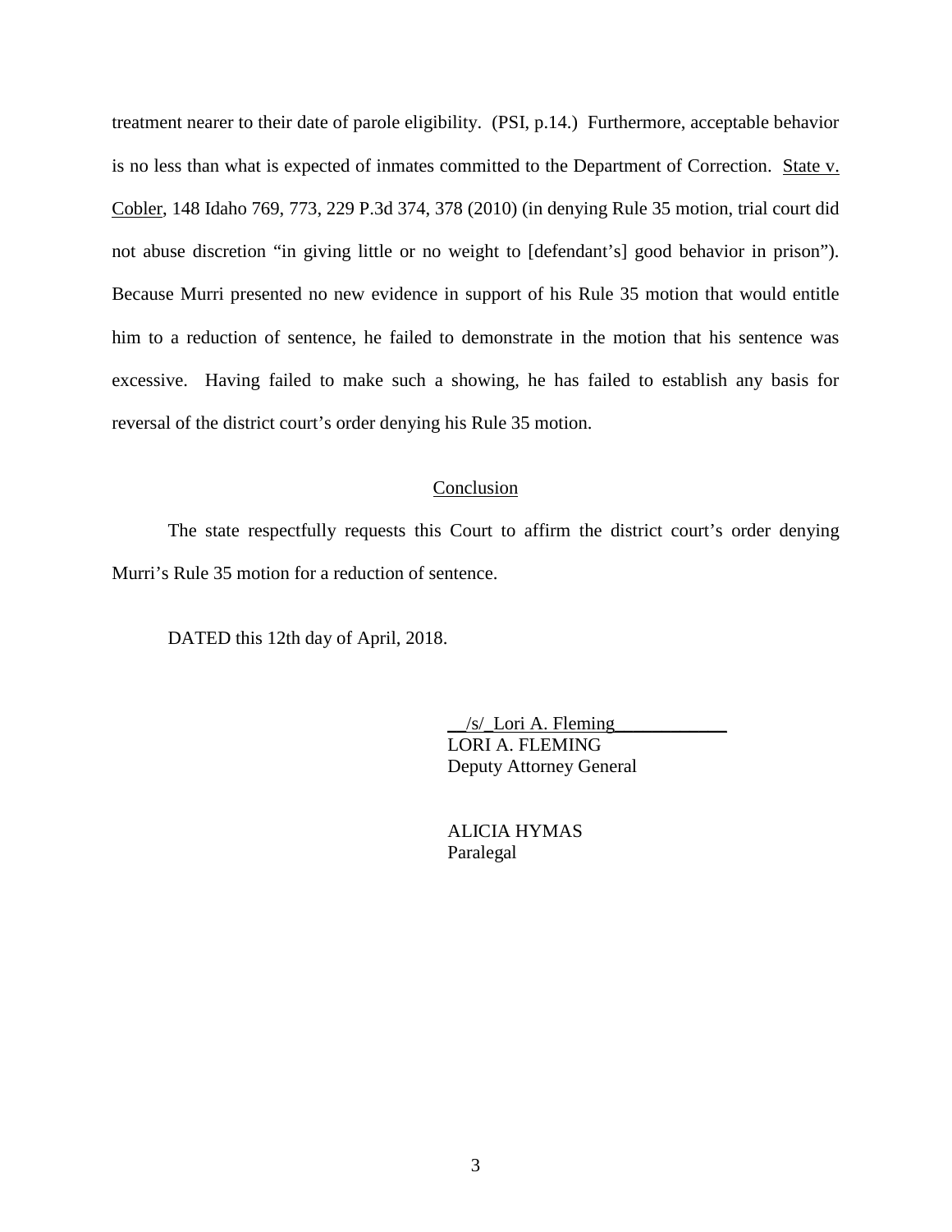treatment nearer to their date of parole eligibility. (PSI, p.14.) Furthermore, acceptable behavior is no less than what is expected of inmates committed to the Department of Correction. State v. Cobler, 148 Idaho 769, 773, 229 P.3d 374, 378 (2010) (in denying Rule 35 motion, trial court did not abuse discretion "in giving little or no weight to [defendant's] good behavior in prison"). Because Murri presented no new evidence in support of his Rule 35 motion that would entitle him to a reduction of sentence, he failed to demonstrate in the motion that his sentence was excessive. Having failed to make such a showing, he has failed to establish any basis for reversal of the district court's order denying his Rule 35 motion.

## Conclusion

The state respectfully requests this Court to affirm the district court's order denying Murri's Rule 35 motion for a reduction of sentence.

DATED this 12th day of April, 2018.

/s/ Lori A. Fleming
LORI A. FLEMING
Deputy Attorney General

ALICIA HYMAS
Paralegal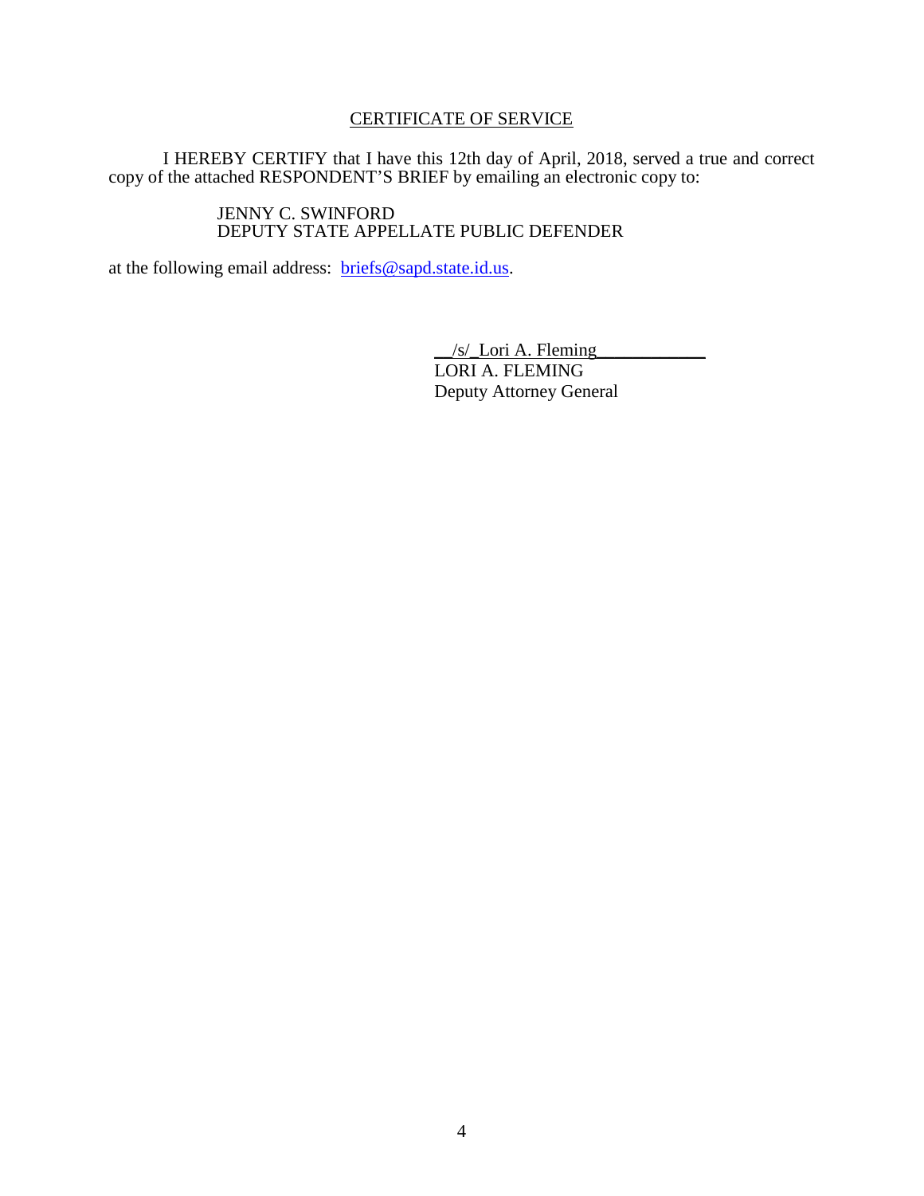CERTIFICATE OF SERVICE

I HEREBY CERTIFY that I have this 12th day of April, 2018, served a true and correct copy of the attached RESPONDENT'S BRIEF by emailing an electronic copy to:

JENNY C. SWINFORD
DEPUTY STATE APPELLATE PUBLIC DEFENDER

at the following email address: briefs@sapd.state.id.us.

/s/ Lori A. Fleming
LORI A. FLEMING
Deputy Attorney General